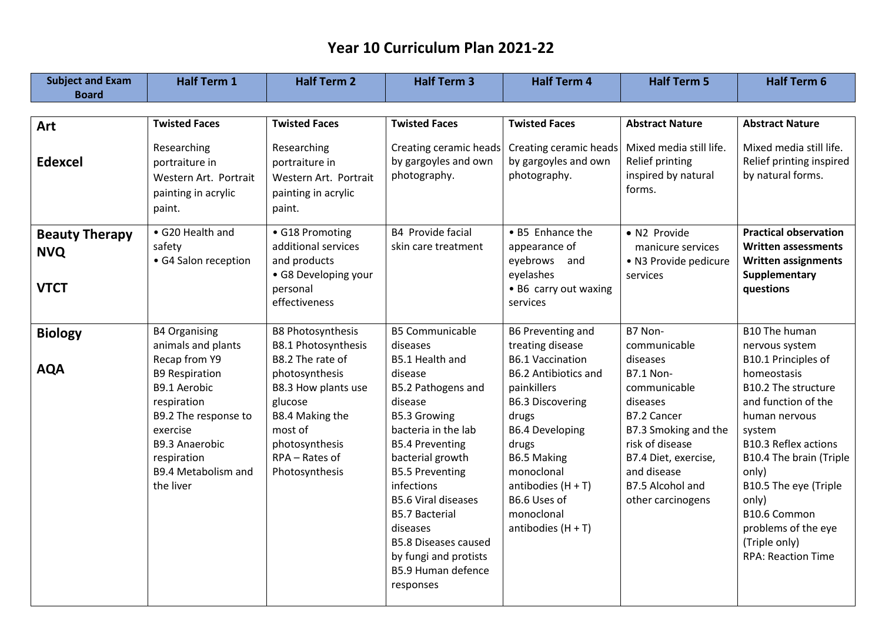# Year 10 Curriculum Plan 2021-22

| Subject and Exam Board | Half Term 1 | Half Term 2 | Half Term 3 | Half Term 4 | Half Term 5 | Half Term 6 |
|---|---|---|---|---|---|---|
| **Art**<br><br>**Edexcel** | **Twisted Faces**<br><br>Researching portraiture in Western Art. Portrait painting in acrylic paint. | **Twisted Faces**<br><br>Researching portraiture in Western Art. Portrait painting in acrylic paint. | **Twisted Faces**<br><br>Creating ceramic heads by gargoyles and own photography. | **Twisted Faces**<br><br>Creating ceramic heads by gargoyles and own photography. | **Abstract Nature**<br><br>Mixed media still life. Relief printing inspired by natural forms. | **Abstract Nature**<br><br>Mixed media still life. Relief printing inspired by natural forms. |
| **Beauty Therapy NVQ**<br><br>**VTCT** | • G20 Health and safety<br>• G4 Salon reception | • G18 Promoting additional services and products<br>• G8 Developing your personal effectiveness | B4 Provide facial skin care treatment | • B5 Enhance the appearance of eyebrows and eyelashes<br>• B6 carry out waxing services | • N2 Provide manicure services<br>• N3 Provide pedicure services | **Practical observation**<br>**Written assessments**<br>**Written assignments**<br>**Supplementary questions** |
| **Biology**<br><br>**AQA** | B4 Organising animals and plants Recap from Y9<br>B9 Respiration<br>B9.1 Aerobic respiration<br>B9.2 The response to exercise<br>B9.3 Anaerobic respiration<br>B9.4 Metabolism and the liver | B8 Photosynthesis<br>B8.1 Photosynthesis<br>B8.2 The rate of photosynthesis<br>B8.3 How plants use glucose<br>B8.4 Making the most of photosynthesis<br>RPA – Rates of Photosynthesis | B5 Communicable diseases<br>B5.1 Health and disease<br>B5.2 Pathogens and disease<br>B5.3 Growing bacteria in the lab<br>B5.4 Preventing bacterial growth<br>B5.5 Preventing infections<br>B5.6 Viral diseases<br>B5.7 Bacterial diseases<br>B5.8 Diseases caused by fungi and protists<br>B5.9 Human defence responses | B6 Preventing and treating disease<br>B6.1 Vaccination<br>B6.2 Antibiotics and painkillers<br>B6.3 Discovering drugs<br>B6.4 Developing drugs<br>B6.5 Making monoclonal antibodies (H + T)<br>B6.6 Uses of monoclonal antibodies (H + T) | B7 Non-communicable diseases<br>B7.1 Non-communicable diseases<br>B7.2 Cancer<br>B7.3 Smoking and the risk of disease<br>B7.4 Diet, exercise, and disease<br>B7.5 Alcohol and other carcinogens | B10 The human nervous system<br>B10.1 Principles of homeostasis<br>B10.2 The structure and function of the human nervous system<br>B10.3 Reflex actions<br>B10.4 The brain (Triple only)<br>B10.5 The eye (Triple only)<br>B10.6 Common problems of the eye (Triple only)<br>RPA: Reaction Time |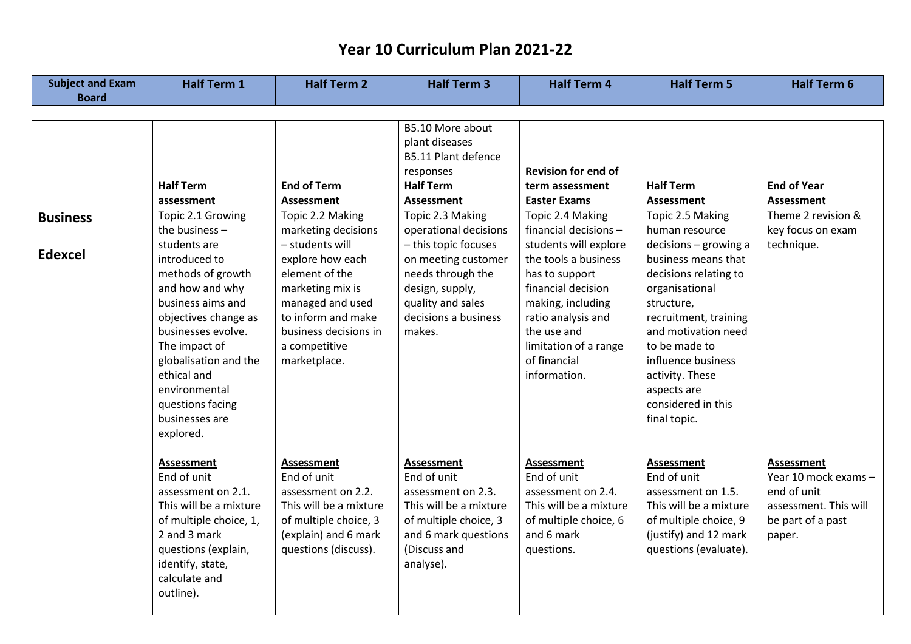# Year 10 Curriculum Plan 2021-22

| Subject and Exam Board | Half Term 1 | Half Term 2 | Half Term 3 | Half Term 4 | Half Term 5 | Half Term 6 |
|---|---|---|---|---|---|---|
| | **Half Term assessment** | **End of Term Assessment** | B5.10 More about plant diseases<br>B5.11 Plant defence responses<br>**Half Term Assessment** | **Revision for end of term assessment Easter Exams** | **Half Term Assessment** | **End of Year Assessment** |
| **Business**<br><br>**Edexcel** | Topic 2.1 Growing the business – students are introduced to methods of growth and how and why business aims and objectives change as businesses evolve. The impact of globalisation and the ethical and environmental questions facing businesses are explored.<br><br>**Assessment**<br>End of unit assessment on 2.1. This will be a mixture of multiple choice, 1, 2 and 3 mark questions (explain, identify, state, calculate and outline). | Topic 2.2 Making marketing decisions – students will explore how each element of the marketing mix is managed and used to inform and make business decisions in a competitive marketplace.<br><br>**Assessment**<br>End of unit assessment on 2.2. This will be a mixture of multiple choice, 3 (explain) and 6 mark questions (discuss). | Topic 2.3 Making operational decisions – this topic focuses on meeting customer needs through the design, supply, quality and sales decisions a business makes.<br><br>**Assessment**<br>End of unit assessment on 2.3. This will be a mixture of multiple choice, 3 and 6 mark questions (Discuss and analyse). | Topic 2.4 Making financial decisions – students will explore the tools a business has to support financial decision making, including ratio analysis and the use and limitation of a range of financial information.<br><br>**Assessment**<br>End of unit assessment on 2.4. This will be a mixture of multiple choice, 6 and 6 mark questions. | Topic 2.5 Making human resource decisions – growing a business means that decisions relating to organisational structure, recruitment, training and motivation need to be made to influence business activity. These aspects are considered in this final topic.<br><br>**Assessment**<br>End of unit assessment on 1.5. This will be a mixture of multiple choice, 9 (justify) and 12 mark questions (evaluate). | Theme 2 revision & key focus on exam technique.<br><br>**Assessment**<br>Year 10 mock exams – end of unit assessment. This will be part of a past paper. |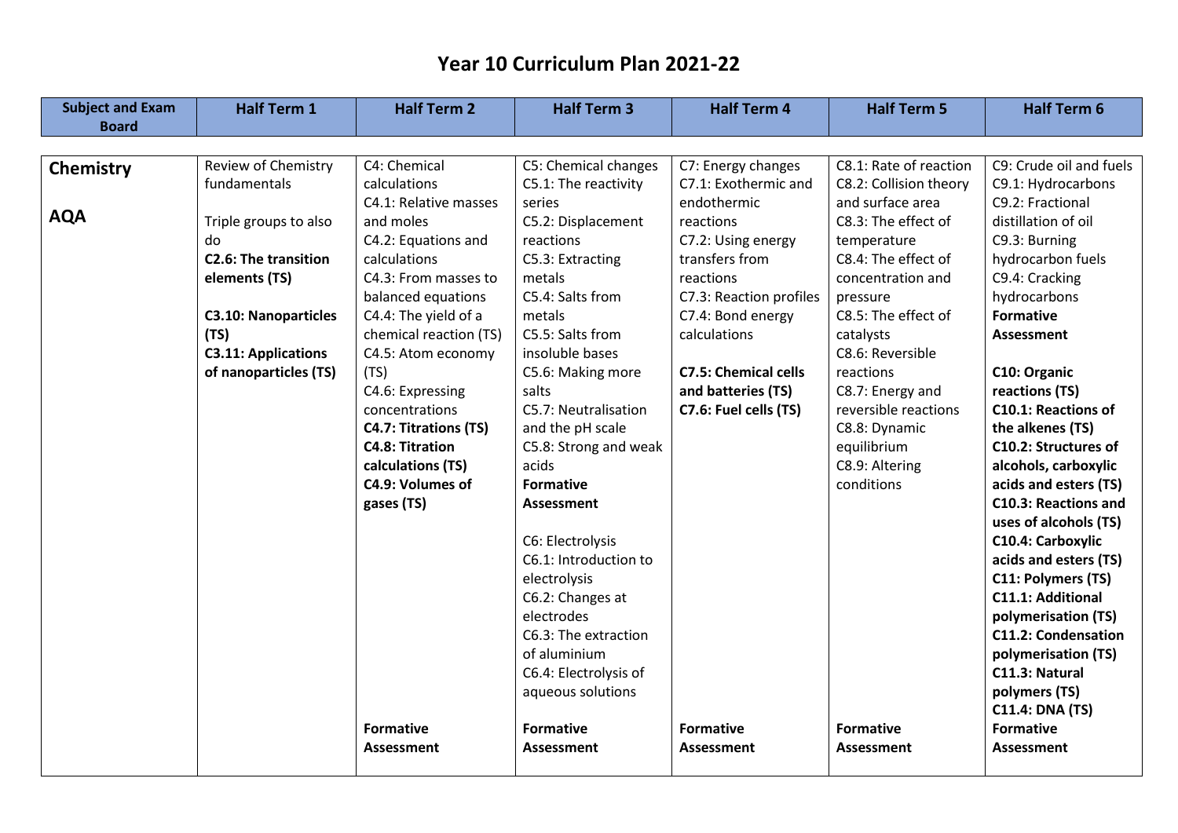# Year 10 Curriculum Plan 2021-22

| Subject and Exam Board | Half Term 1 | Half Term 2 | Half Term 3 | Half Term 4 | Half Term 5 | Half Term 6 |
|---|---|---|---|---|---|---|
| **Chemistry**<br><br>**AQA** | Review of Chemistry fundamentals<br><br>Triple groups to also do<br>**C2.6: The transition elements (TS)**<br><br>**C3.10: Nanoparticles (TS)**<br>**C3.11: Applications of nanoparticles (TS)** | C4: Chemical calculations<br>C4.1: Relative masses and moles<br>C4.2: Equations and calculations<br>C4.3: From masses to balanced equations<br>C4.4: The yield of a chemical reaction (TS)<br>C4.5: Atom economy (TS)<br>C4.6: Expressing concentrations<br>**C4.7: Titrations (TS)**<br>**C4.8: Titration calculations (TS)**<br>**C4.9: Volumes of gases (TS)**<br><br>**Formative Assessment** | C5: Chemical changes<br>C5.1: The reactivity series<br>C5.2: Displacement reactions<br>C5.3: Extracting metals<br>C5.4: Salts from metals<br>C5.5: Salts from insoluble bases<br>C5.6: Making more salts<br>C5.7: Neutralisation and the pH scale<br>C5.8: Strong and weak acids<br>**Formative Assessment**<br><br>C6: Electrolysis<br>C6.1: Introduction to electrolysis<br>C6.2: Changes at electrodes<br>C6.3: The extraction of aluminium<br>C6.4: Electrolysis of aqueous solutions<br><br>**Formative Assessment** | C7: Energy changes<br>C7.1: Exothermic and endothermic reactions<br>C7.2: Using energy transfers from reactions<br>C7.3: Reaction profiles<br>C7.4: Bond energy calculations<br><br>**C7.5: Chemical cells and batteries (TS)**<br>**C7.6: Fuel cells (TS)**<br><br>**Formative Assessment** | C8.1: Rate of reaction<br>C8.2: Collision theory and surface area<br>C8.3: The effect of temperature<br>C8.4: The effect of concentration and pressure<br>C8.5: The effect of catalysts<br>C8.6: Reversible reactions<br>C8.7: Energy and reversible reactions<br>C8.8: Dynamic equilibrium<br>C8.9: Altering conditions<br><br>**Formative Assessment** | C9: Crude oil and fuels<br>C9.1: Hydrocarbons<br>C9.2: Fractional distillation of oil<br>C9.3: Burning hydrocarbon fuels<br>C9.4: Cracking hydrocarbons<br>**Formative Assessment**<br><br>**C10: Organic reactions (TS)**<br>**C10.1: Reactions of the alkenes (TS)**<br>**C10.2: Structures of alcohols, carboxylic acids and esters (TS)**<br>**C10.3: Reactions and uses of alcohols (TS)**<br>**C10.4: Carboxylic acids and esters (TS)**<br>**C11: Polymers (TS)**<br>**C11.1: Additional polymerisation (TS)**<br>**C11.2: Condensation polymerisation (TS)**<br>**C11.3: Natural polymers (TS)**<br>**C11.4: DNA (TS)**<br>**Formative Assessment** |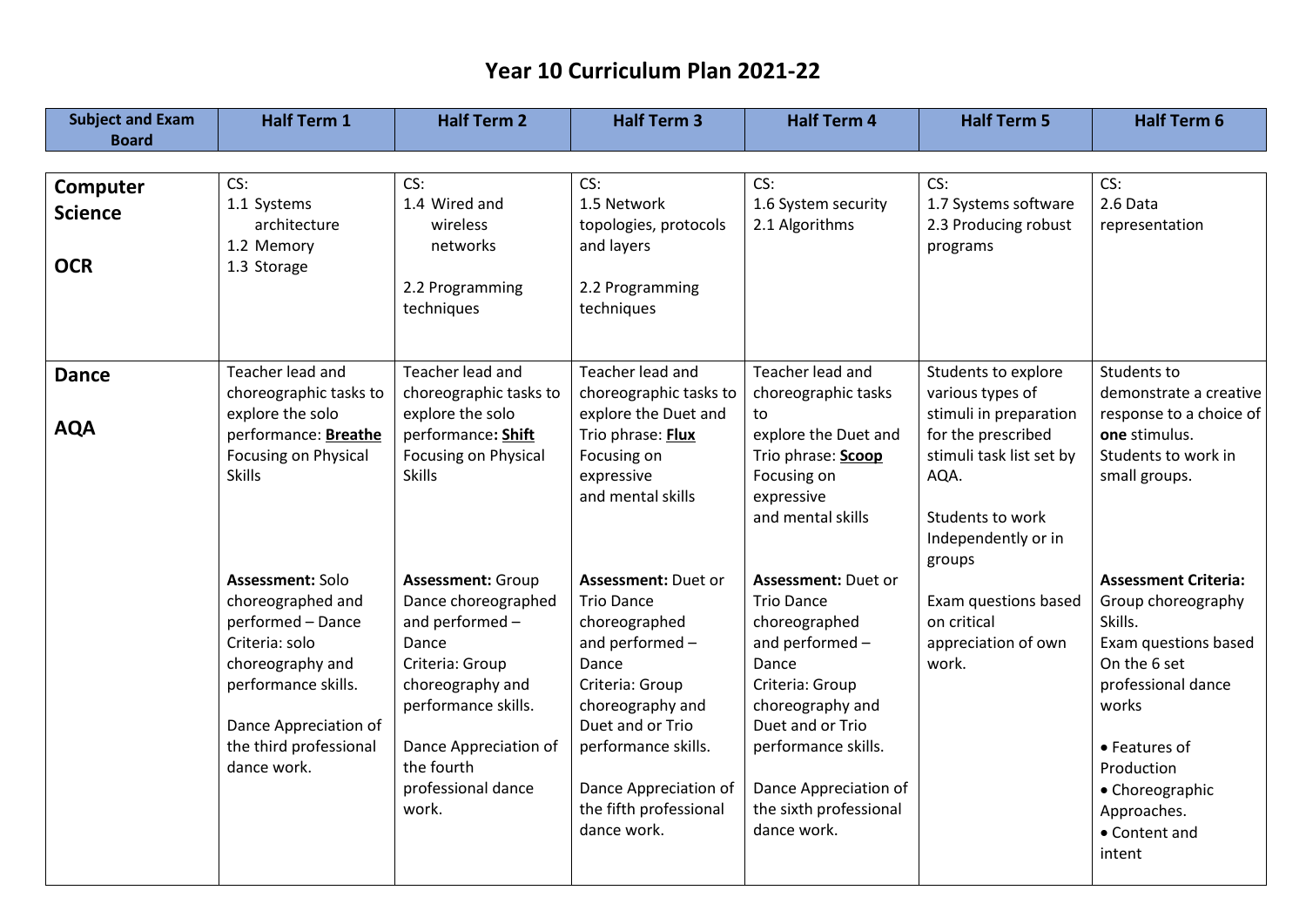# Year 10 Curriculum Plan 2021-22

| Subject and Exam Board | Half Term 1 | Half Term 2 | Half Term 3 | Half Term 4 | Half Term 5 | Half Term 6 |
|---|---|---|---|---|---|---|
| **Computer Science**<br><br>**OCR** | CS:<br>1.1 Systems architecture<br>1.2 Memory<br>1.3 Storage | CS:<br>1.4 Wired and wireless networks<br><br>2.2 Programming techniques | CS:<br>1.5 Network topologies, protocols and layers<br><br>2.2 Programming techniques | CS:<br>1.6 System security<br>2.1 Algorithms | CS:<br>1.7 Systems software<br>2.3 Producing robust programs | CS:<br>2.6 Data representation |
| **Dance**<br><br>**AQA** | Teacher lead and choreographic tasks to explore the solo performance: **Breathe** Focusing on Physical Skills<br><br>**Assessment:** Solo choreographed and performed – Dance Criteria: solo choreography and performance skills.<br><br>Dance Appreciation of the third professional dance work. | Teacher lead and choreographic tasks to explore the solo performance**: Shift** Focusing on Physical Skills<br><br>**Assessment:** Group Dance choreographed and performed – Dance Criteria: Group choreography and performance skills.<br><br>Dance Appreciation of the fourth professional dance work. | Teacher lead and choreographic tasks to explore the Duet and Trio phrase: **Flux** Focusing on expressive and mental skills<br><br>**Assessment:** Duet or Trio Dance choreographed and performed – Dance Criteria: Group choreography and Duet and or Trio performance skills.<br><br>Dance Appreciation of the fifth professional dance work. | Teacher lead and choreographic tasks to explore the Duet and Trio phrase: **Scoop** Focusing on expressive and mental skills<br><br>**Assessment:** Duet or Trio Dance choreographed and performed – Dance Criteria: Group choreography and Duet and or Trio performance skills.<br><br>Dance Appreciation of the sixth professional dance work. | Students to explore various types of stimuli in preparation for the prescribed stimuli task list set by AQA.<br><br>Students to work Independently or in groups<br><br>Exam questions based on critical appreciation of own work. | Students to demonstrate a creative response to a choice of **one** stimulus. Students to work in small groups.<br><br>**Assessment Criteria:** Group choreography Skills.<br>Exam questions based On the 6 set professional dance works<br><br>• Features of Production<br>• Choreographic Approaches.<br>• Content and intent |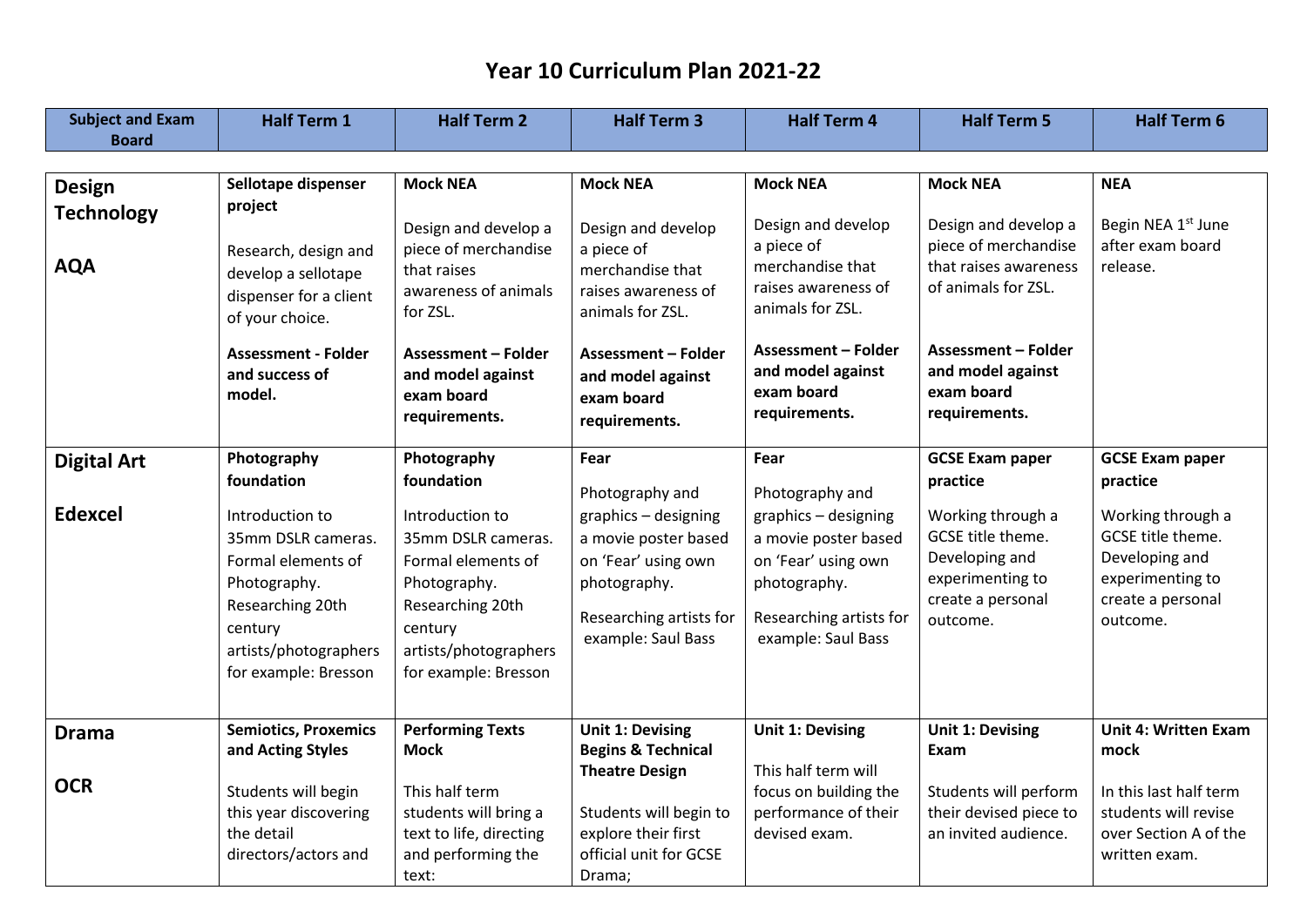# Year 10 Curriculum Plan 2021-22

| Subject and Exam Board | Half Term 1 | Half Term 2 | Half Term 3 | Half Term 4 | Half Term 5 | Half Term 6 |
|---|---|---|---|---|---|---|
| **Design Technology**<br><br>**AQA** | **Sellotape dispenser project**<br><br>Research, design and develop a sellotape dispenser for a client of your choice.<br><br>**Assessment - Folder and success of model.** | **Mock NEA**<br><br>Design and develop a piece of merchandise that raises awareness of animals for ZSL.<br><br>**Assessment – Folder and model against exam board requirements.** | **Mock NEA**<br><br>Design and develop a piece of merchandise that raises awareness of animals for ZSL.<br><br>**Assessment – Folder and model against exam board requirements.** | **Mock NEA**<br><br>Design and develop a piece of merchandise that raises awareness of animals for ZSL.<br><br>**Assessment – Folder and model against exam board requirements.** | **Mock NEA**<br><br>Design and develop a piece of merchandise that raises awareness of animals for ZSL.<br><br>**Assessment – Folder and model against exam board requirements.** | **NEA**<br><br>Begin NEA 1st June after exam board release. |
| **Digital Art**<br><br>**Edexcel** | **Photography foundation**<br><br>Introduction to 35mm DSLR cameras. Formal elements of Photography. Researching 20th century artists/photographers for example: Bresson | **Photography foundation**<br><br>Introduction to 35mm DSLR cameras. Formal elements of Photography. Researching 20th century artists/photographers for example: Bresson | **Fear**<br><br>Photography and graphics – designing a movie poster based on 'Fear' using own photography.<br><br>Researching artists for example: Saul Bass | **Fear**<br><br>Photography and graphics – designing a movie poster based on 'Fear' using own photography.<br><br>Researching artists for example: Saul Bass | **GCSE Exam paper practice**<br><br>Working through a GCSE title theme. Developing and experimenting to create a personal outcome. | **GCSE Exam paper practice**<br><br>Working through a GCSE title theme. Developing and experimenting to create a personal outcome. |
| **Drama**<br><br>**OCR** | **Semiotics, Proxemics and Acting Styles**<br><br>Students will begin this year discovering the detail directors/actors and | **Performing Texts Mock**<br><br>This half term students will bring a text to life, directing and performing the text: | **Unit 1: Devising Begins & Technical Theatre Design**<br><br>Students will begin to explore their first official unit for GCSE Drama; | **Unit 1: Devising**<br><br>This half term will focus on building the performance of their devised exam. | **Unit 1: Devising Exam**<br><br>Students will perform their devised piece to an invited audience. | **Unit 4: Written Exam mock**<br><br>In this last half term students will revise over Section A of the written exam. |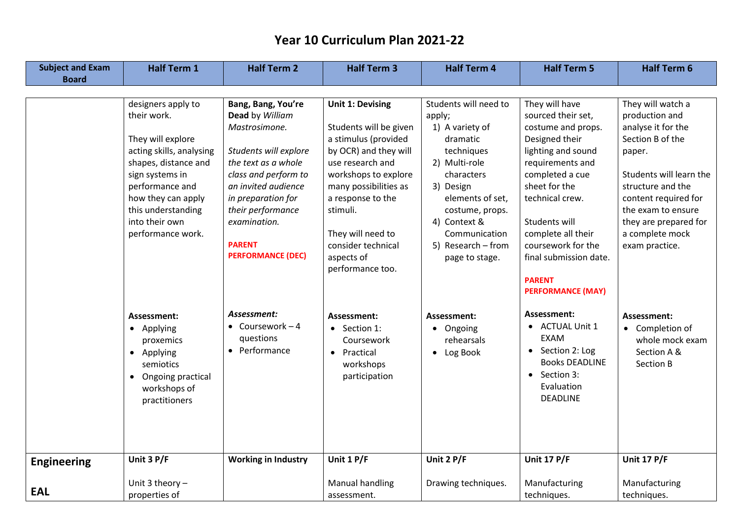# Year 10 Curriculum Plan 2021-22

| Subject and Exam Board | Half Term 1 | Half Term 2 | Half Term 3 | Half Term 4 | Half Term 5 | Half Term 6 |
|---|---|---|---|---|---|---|
| | designers apply to their work.<br><br>They will explore acting skills, analysing shapes, distance and sign systems in performance and how they can apply this understanding into their own performance work.<br><br>**Assessment:**<br>• Applying proxemics<br>• Applying semiotics<br>• Ongoing practical workshops of practitioners | **Bang, Bang, You're Dead** by *William Mastrosimone.*<br><br>*Students will explore the text as a whole class and perform to an invited audience in preparation for their performance examination.*<br><br>**PARENT PERFORMANCE (DEC)**<br><br>***Assessment:***<br>• Coursework – 4 questions<br>• Performance | **Unit 1: Devising**<br><br>Students will be given a stimulus (provided by OCR) and they will use research and workshops to explore many possibilities as a response to the stimuli.<br><br>They will need to consider technical aspects of performance too.<br><br>**Assessment:**<br>• Section 1: Coursework<br>• Practical workshops participation | Students will need to apply;<br>1) A variety of dramatic techniques<br>2) Multi-role characters<br>3) Design elements of set, costume, props.<br>4) Context & Communication<br>5) Research – from page to stage.<br><br>**Assessment:**<br>• Ongoing rehearsals<br>• Log Book | They will have sourced their set, costume and props. Designed their lighting and sound requirements and completed a cue sheet for the technical crew.<br><br>Students will complete all their coursework for the final submission date.<br><br>**PARENT PERFORMANCE (MAY)**<br><br>**Assessment:**<br>• ACTUAL Unit 1 EXAM<br>• Section 2: Log Books DEADLINE<br>• Section 3: Evaluation DEADLINE | They will watch a production and analyse it for the Section B of the paper.<br><br>Students will learn the structure and the content required for the exam to ensure they are prepared for a complete mock exam practice.<br><br>**Assessment:**<br>• Completion of whole mock exam Section A & Section B |
| **Engineering**<br><br>**EAL** | **Unit 3 P/F**<br><br>Unit 3 theory – properties of | **Working in Industry** | **Unit 1 P/F**<br><br>Manual handling assessment. | **Unit 2 P/F**<br><br>Drawing techniques. | **Unit 17 P/F**<br><br>Manufacturing techniques. | **Unit 17 P/F**<br><br>Manufacturing techniques. |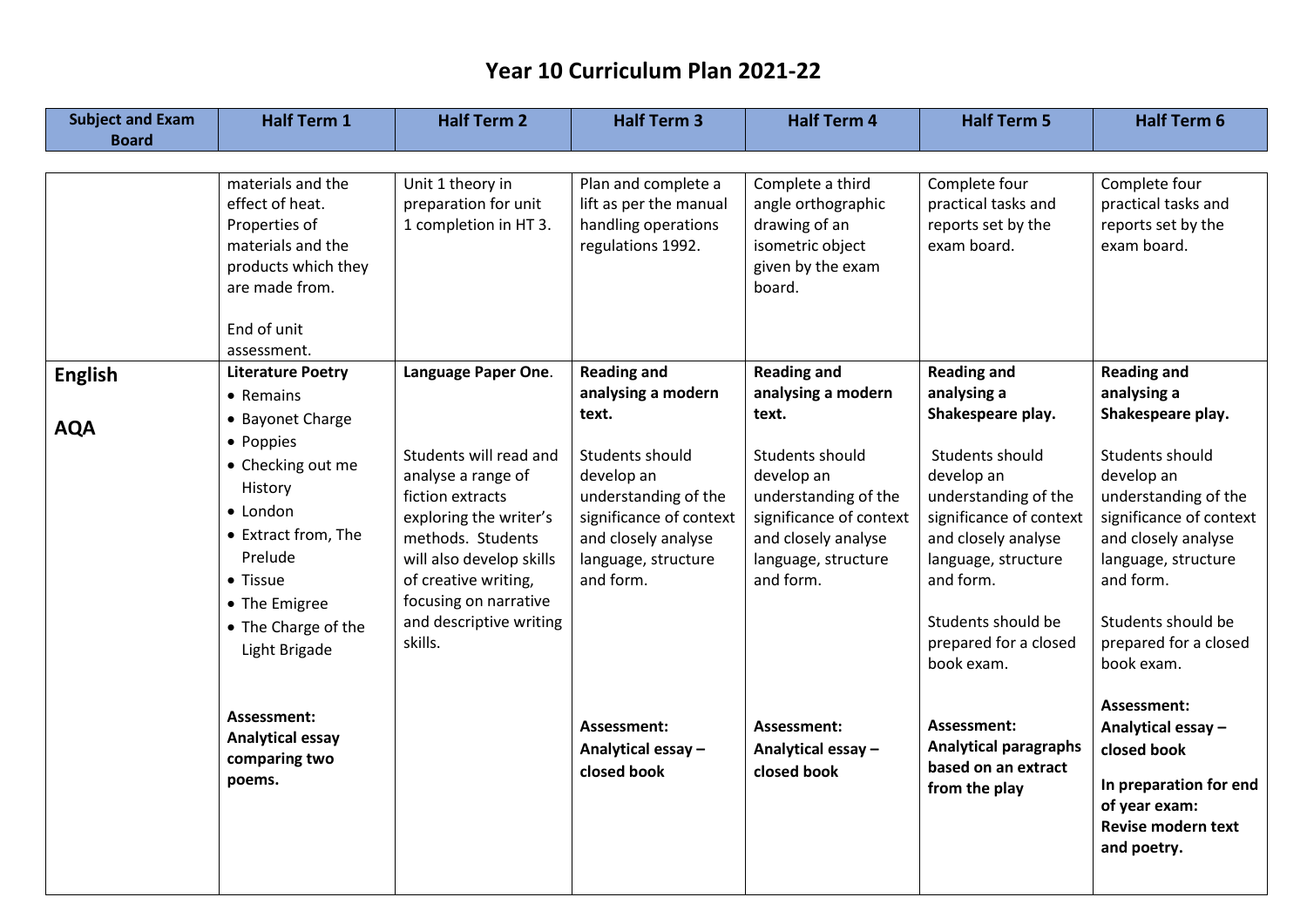# Year 10 Curriculum Plan 2021-22

| Subject and Exam Board | Half Term 1 | Half Term 2 | Half Term 3 | Half Term 4 | Half Term 5 | Half Term 6 |
|---|---|---|---|---|---|---|
| | materials and the effect of heat. Properties of materials and the products which they are made from.<br><br>End of unit assessment. | Unit 1 theory in preparation for unit 1 completion in HT 3. | Plan and complete a lift as per the manual handling operations regulations 1992. | Complete a third angle orthographic drawing of an isometric object given by the exam board. | Complete four practical tasks and reports set by the exam board. | Complete four practical tasks and reports set by the exam board. |
| **English**<br><br>**AQA** | **Literature Poetry**<br>• Remains<br>• Bayonet Charge<br>• Poppies<br>• Checking out me History<br>• London<br>• Extract from, The Prelude<br>• Tissue<br>• The Emigree<br>• The Charge of the Light Brigade<br><br>**Assessment: Analytical essay comparing two poems.** | **Language Paper One**.<br><br>Students will read and analyse a range of fiction extracts exploring the writer's methods. Students will also develop skills of creative writing, focusing on narrative and descriptive writing skills. | **Reading and analysing a modern text.**<br><br>Students should develop an understanding of the significance of context and closely analyse language, structure and form.<br><br>**Assessment: Analytical essay – closed book** | **Reading and analysing a modern text.**<br><br>Students should develop an understanding of the significance of context and closely analyse language, structure and form.<br><br>**Assessment: Analytical essay – closed book** | **Reading and analysing a Shakespeare play.**<br><br>Students should develop an understanding of the significance of context and closely analyse language, structure and form.<br><br>Students should be prepared for a closed book exam.<br><br>**Assessment: Analytical paragraphs based on an extract from the play** | **Reading and analysing a Shakespeare play.**<br><br>Students should develop an understanding of the significance of context and closely analyse language, structure and form.<br><br>Students should be prepared for a closed book exam.<br><br>**Assessment: Analytical essay – closed book**<br><br>**In preparation for end of year exam: Revise modern text and poetry.** |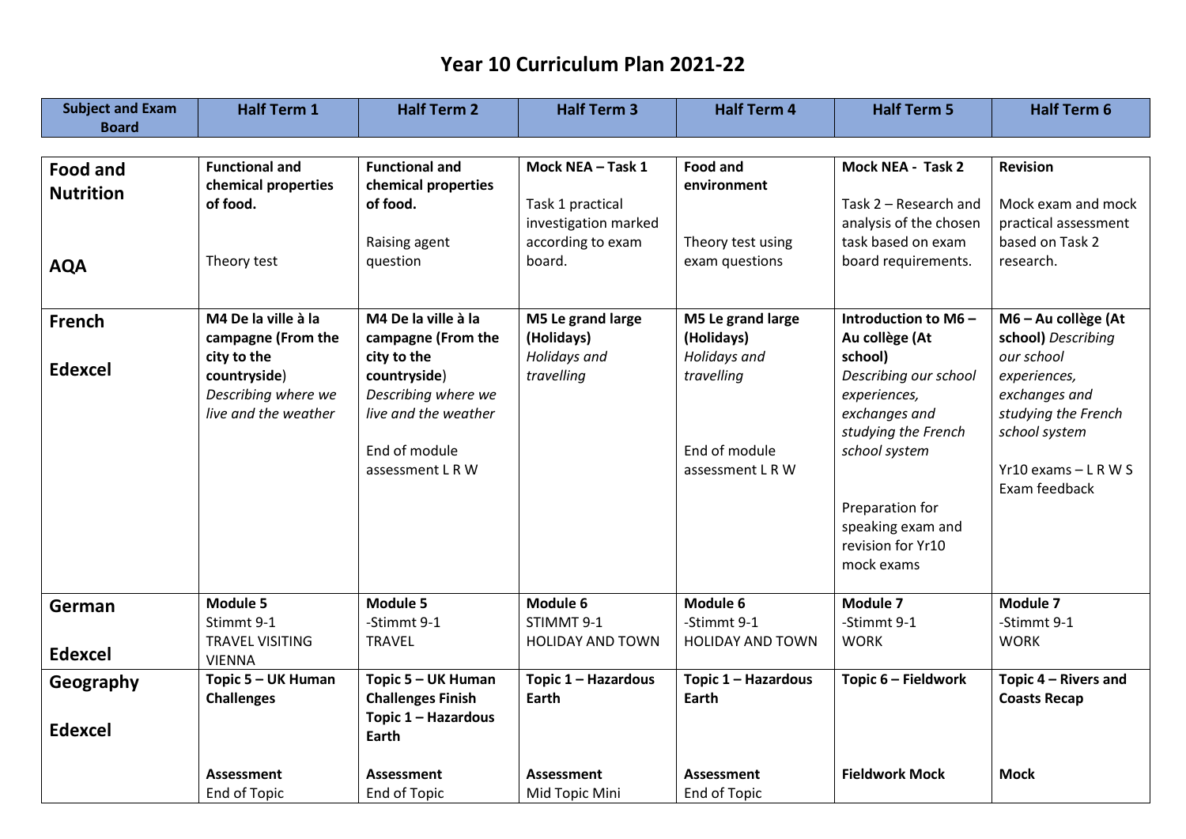# Year 10 Curriculum Plan 2021-22

| Subject and Exam Board | Half Term 1 | Half Term 2 | Half Term 3 | Half Term 4 | Half Term 5 | Half Term 6 |
|---|---|---|---|---|---|---|
| **Food and Nutrition**<br><br>**AQA** | **Functional and chemical properties of food.**<br><br>Theory test | **Functional and chemical properties of food.**<br><br>Raising agent question | **Mock NEA – Task 1**<br><br>Task 1 practical investigation marked according to exam board. | **Food and environment**<br><br>Theory test using exam questions | **Mock NEA - Task 2**<br><br>Task 2 – Research and analysis of the chosen task based on exam board requirements. | **Revision**<br><br>Mock exam and mock practical assessment based on Task 2 research. |
| **French**<br><br>**Edexcel** | **M4 De la ville à la campagne (From the city to the countryside**)<br>*Describing where we live and the weather* | **M4 De la ville à la campagne (From the city to the countryside**)<br>*Describing where we live and the weather*<br><br>End of module assessment L R W | **M5 Le grand large (Holidays)**<br>*Holidays and travelling* | **M5 Le grand large (Holidays)**<br>*Holidays and travelling*<br><br>End of module assessment L R W | **Introduction to M6 – Au collège (At school)**<br>*Describing our school experiences, exchanges and studying the French school system*<br><br>Preparation for speaking exam and revision for Yr10 mock exams | **M6 – Au collège (At school)** *Describing our school experiences, exchanges and studying the French school system*<br><br>Yr10 exams – L R W S<br>Exam feedback |
| **German**<br><br>**Edexcel** | **Module 5**<br>Stimmt 9-1<br>TRAVEL VISITING VIENNA | **Module 5**<br>-Stimmt 9-1<br>TRAVEL | **Module 6**<br>STIMMT 9-1<br>HOLIDAY AND TOWN | **Module 6**<br>-Stimmt 9-1<br>HOLIDAY AND TOWN | **Module 7**<br>-Stimmt 9-1<br>WORK | **Module 7**<br>-Stimmt 9-1<br>WORK |
| **Geography**<br><br>**Edexcel** | **Topic 5 – UK Human Challenges**<br><br>**Assessment**<br>End of Topic | **Topic 5 – UK Human Challenges Finish**<br>**Topic 1 – Hazardous Earth**<br><br>**Assessment**<br>End of Topic | **Topic 1 – Hazardous Earth**<br><br>**Assessment**<br>Mid Topic Mini | **Topic 1 – Hazardous Earth**<br><br>**Assessment**<br>End of Topic | **Topic 6 – Fieldwork**<br><br>**Fieldwork Mock** | **Topic 4 – Rivers and Coasts Recap**<br><br>**Mock** |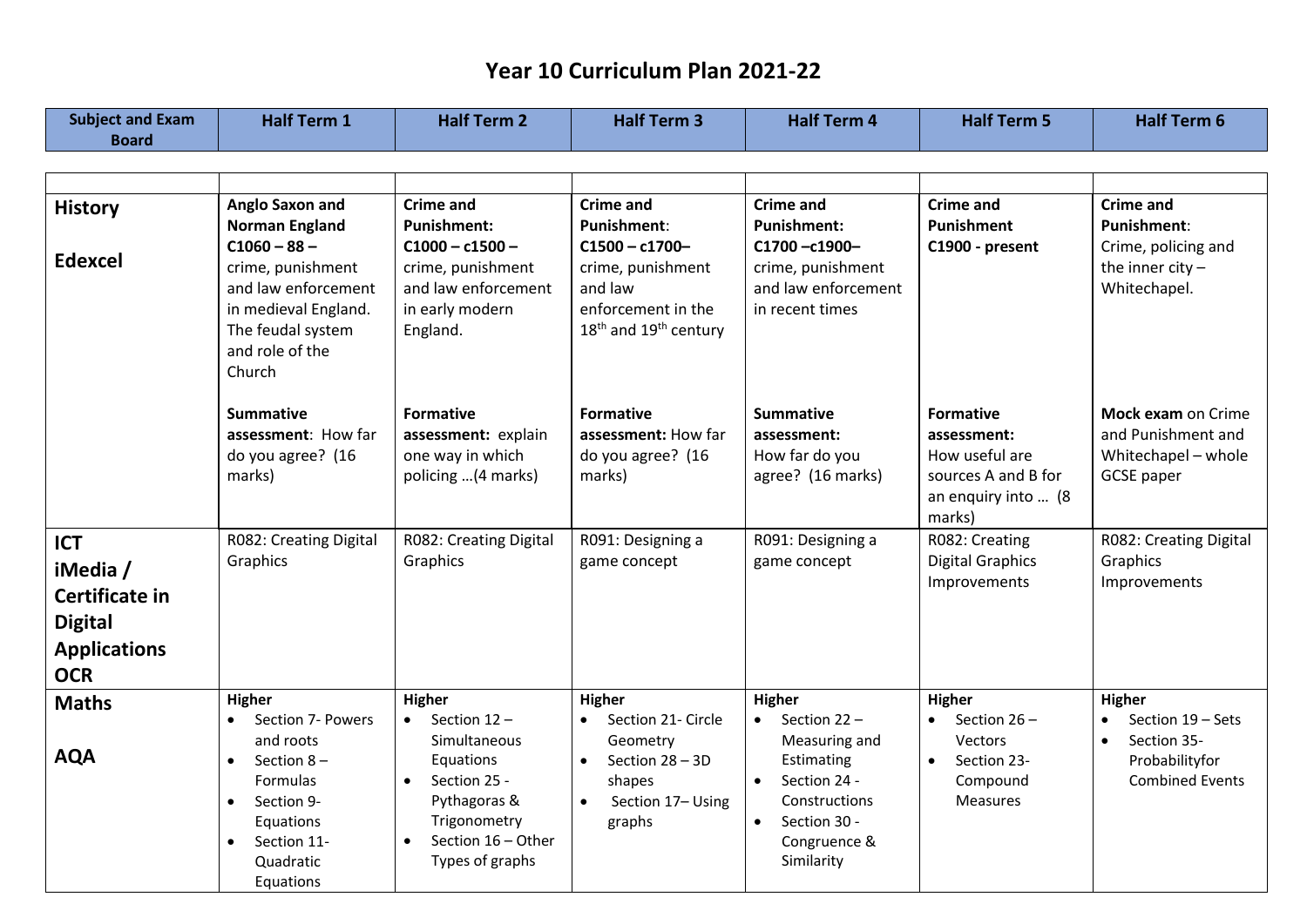# Year 10 Curriculum Plan 2021-22

| Subject and Exam Board | Half Term 1 | Half Term 2 | Half Term 3 | Half Term 4 | Half Term 5 | Half Term 6 |
|---|---|---|---|---|---|---|
| | | | | | | |
| **History**<br><br>**Edexcel** | **Anglo Saxon and Norman England C1060 – 88 –** crime, punishment and law enforcement in medieval England. The feudal system and role of the Church<br><br>**Summative assessment**: How far do you agree? (16 marks) | **Crime and Punishment: C1000 – c1500 –** crime, punishment and law enforcement in early modern England.<br><br>**Formative assessment:** explain one way in which policing …(4 marks) | **Crime and Punishment**: **C1500 – c1700–** crime, punishment and law enforcement in the 18th and 19th century<br><br>**Formative assessment:** How far do you agree? (16 marks) | **Crime and Punishment: C1700 –c1900–** crime, punishment and law enforcement in recent times<br><br>**Summative assessment:** How far do you agree? (16 marks) | **Crime and Punishment C1900 - present**<br><br>**Formative assessment:** How useful are sources A and B for an enquiry into … (8 marks) | **Crime and Punishment**: Crime, policing and the inner city – Whitechapel.<br><br>**Mock exam** on Crime and Punishment and Whitechapel – whole GCSE paper |
| **ICT iMedia / Certificate in Digital Applications OCR** | R082: Creating Digital Graphics | R082: Creating Digital Graphics | R091: Designing a game concept | R091: Designing a game concept | R082: Creating Digital Graphics Improvements | R082: Creating Digital Graphics Improvements |
| **Maths**<br><br>**AQA** | **Higher**<br>• Section 7- Powers and roots<br>• Section 8 – Formulas<br>• Section 9- Equations<br>• Section 11- Quadratic Equations | **Higher**<br>• Section 12 – Simultaneous Equations<br>• Section 25 - Pythagoras & Trigonometry<br>• Section 16 – Other Types of graphs | **Higher**<br>• Section 21- Circle Geometry<br>• Section 28 – 3D shapes<br>• Section 17– Using graphs | **Higher**<br>• Section 22 – Measuring and Estimating<br>• Section 24 - Constructions<br>• Section 30 - Congruence & Similarity | **Higher**<br>• Section 26 – Vectors<br>• Section 23- Compound Measures | **Higher**<br>• Section 19 – Sets<br>• Section 35- Probabilityfor Combined Events |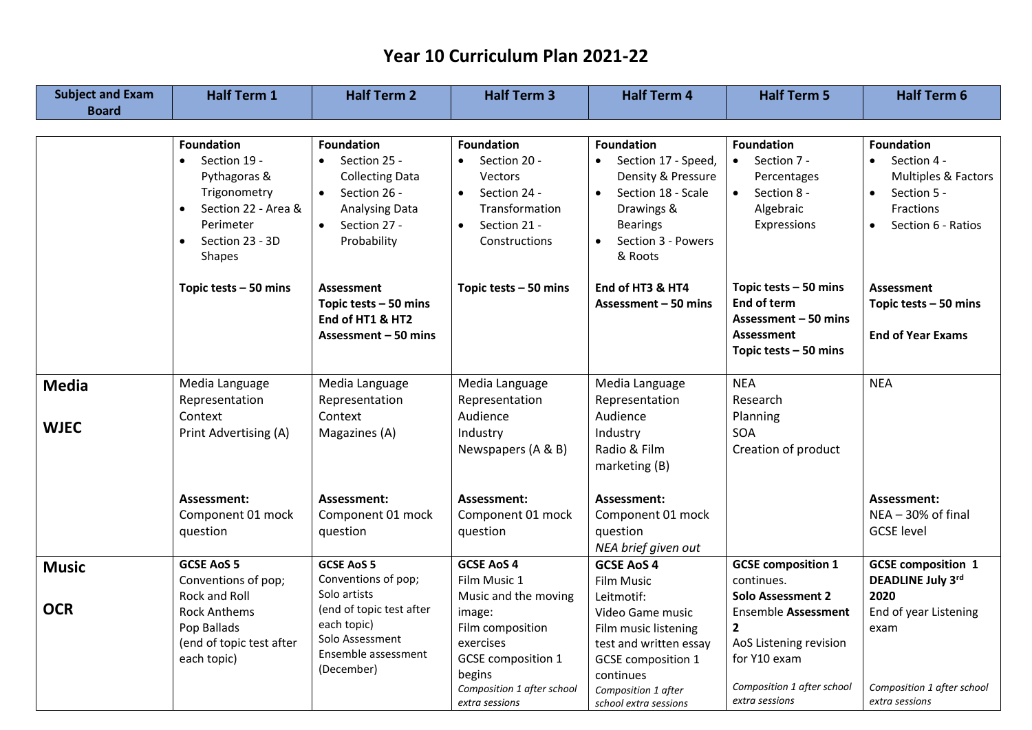# Year 10 Curriculum Plan 2021-22

| Subject and Exam Board | Half Term 1 | Half Term 2 | Half Term 3 | Half Term 4 | Half Term 5 | Half Term 6 |
|---|---|---|---|---|---|---|
| | **Foundation**<br>• Section 19 - Pythagoras & Trigonometry<br>• Section 22 - Area & Perimeter<br>• Section 23 - 3D Shapes<br><br>**Topic tests – 50 mins** | **Foundation**<br>• Section 25 - Collecting Data<br>• Section 26 - Analysing Data<br>• Section 27 - Probability<br><br>**Assessment**<br>**Topic tests – 50 mins**<br>**End of HT1 & HT2 Assessment – 50 mins** | **Foundation**<br>• Section 20 - Vectors<br>• Section 24 - Transformation<br>• Section 21 - Constructions<br><br>**Topic tests – 50 mins** | **Foundation**<br>• Section 17 - Speed, Density & Pressure<br>• Section 18 - Scale Drawings & Bearings<br>• Section 3 - Powers & Roots<br><br>**End of HT3 & HT4 Assessment – 50 mins** | **Foundation**<br>• Section 7 - Percentages<br>• Section 8 - Algebraic Expressions<br><br>**Topic tests – 50 mins**<br>**End of term Assessment – 50 mins**<br>**Assessment**<br>**Topic tests – 50 mins** | **Foundation**<br>• Section 4 - Multiples & Factors<br>• Section 5 - Fractions<br>• Section 6 - Ratios<br><br>**Assessment**<br>**Topic tests – 50 mins**<br><br>**End of Year Exams** |
| **Media**<br><br>**WJEC** | Media Language<br>Representation<br>Context<br>Print Advertising (A)<br><br>**Assessment:**<br>Component 01 mock question | Media Language<br>Representation<br>Context<br>Magazines (A)<br><br>**Assessment:**<br>Component 01 mock question | Media Language<br>Representation<br>Audience<br>Industry<br>Newspapers (A & B)<br><br>**Assessment:**<br>Component 01 mock question | Media Language<br>Representation<br>Audience<br>Industry<br>Radio & Film marketing (B)<br><br>**Assessment:**<br>Component 01 mock question<br>*NEA brief given out* | NEA<br>Research<br>Planning<br>SOA<br>Creation of product | NEA<br><br>**Assessment:**<br>NEA – 30% of final GCSE level |
| **Music**<br><br>**OCR** | **GCSE AoS 5**<br>Conventions of pop;<br>Rock and Roll<br>Rock Anthems<br>Pop Ballads<br>(end of topic test after each topic) | **GCSE AoS 5**<br>Conventions of pop;<br>Solo artists<br>(end of topic test after each topic)<br>Solo Assessment<br>Ensemble assessment (December) | **GCSE AoS 4**<br>Film Music 1<br>Music and the moving image:<br>Film composition exercises<br>GCSE composition 1 begins<br>*Composition 1 after school extra sessions* | **GCSE AoS 4**<br>Film Music<br>Leitmotif:<br>Video Game music<br>Film music listening test and written essay<br>GCSE composition 1 continues<br>*Composition 1 after school extra sessions* | **GCSE composition 1** continues.<br>**Solo Assessment 2**<br>Ensemble **Assessment 2**<br>AoS Listening revision for Y10 exam<br>*Composition 1 after school extra sessions* | **GCSE composition 1 DEADLINE July 3rd 2020**<br>End of year Listening exam<br><br>*Composition 1 after school extra sessions* |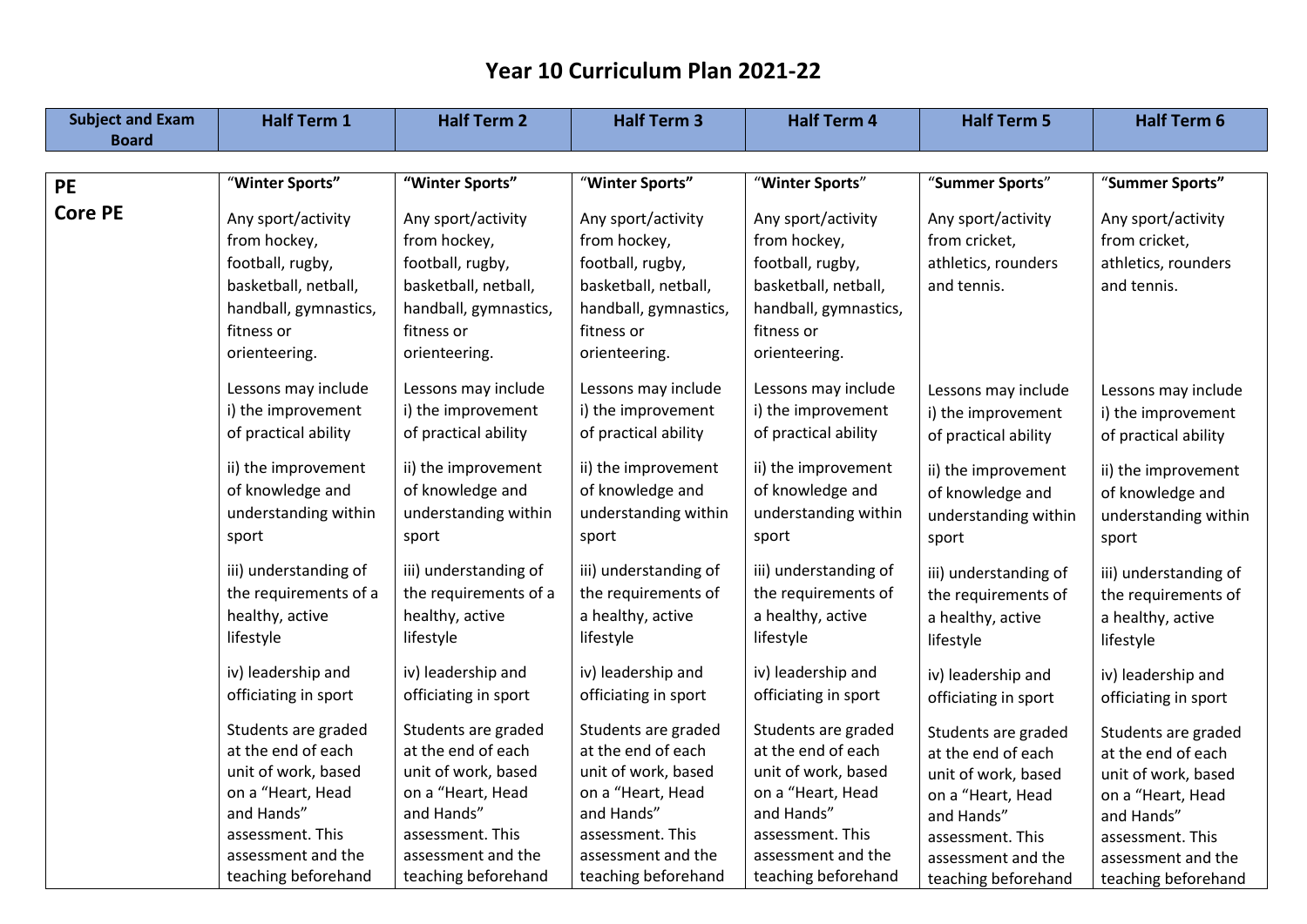# Year 10 Curriculum Plan 2021-22

| Subject and Exam Board | Half Term 1 | Half Term 2 | Half Term 3 | Half Term 4 | Half Term 5 | Half Term 6 |
|---|---|---|---|---|---|---|
| **PE**<br>**Core PE** | "**Winter Sports**"<br><br>Any sport/activity from hockey, football, rugby, basketball, netball, handball, gymnastics, fitness or orienteering.<br><br>Lessons may include i) the improvement of practical ability<br><br>ii) the improvement of knowledge and understanding within sport<br><br>iii) understanding of the requirements of a healthy, active lifestyle<br><br>iv) leadership and officiating in sport<br><br>Students are graded at the end of each unit of work, based on a "Heart, Head and Hands" assessment. This assessment and the teaching beforehand | "**Winter Sports**"<br><br>Any sport/activity from hockey, football, rugby, basketball, netball, handball, gymnastics, fitness or orienteering.<br><br>Lessons may include i) the improvement of practical ability<br><br>ii) the improvement of knowledge and understanding within sport<br><br>iii) understanding of the requirements of a healthy, active lifestyle<br><br>iv) leadership and officiating in sport<br><br>Students are graded at the end of each unit of work, based on a "Heart, Head and Hands" assessment. This assessment and the teaching beforehand | "**Winter Sports**"<br><br>Any sport/activity from hockey, football, rugby, basketball, netball, handball, gymnastics, fitness or orienteering.<br><br>Lessons may include i) the improvement of practical ability<br><br>ii) the improvement of knowledge and understanding within sport<br><br>iii) understanding of the requirements of a healthy, active lifestyle<br><br>iv) leadership and officiating in sport<br><br>Students are graded at the end of each unit of work, based on a "Heart, Head and Hands" assessment. This assessment and the teaching beforehand | "**Winter Sports**"<br><br>Any sport/activity from hockey, football, rugby, basketball, netball, handball, gymnastics, fitness or orienteering.<br><br>Lessons may include i) the improvement of practical ability<br><br>ii) the improvement of knowledge and understanding within sport<br><br>iii) understanding of the requirements of a healthy, active lifestyle<br><br>iv) leadership and officiating in sport<br><br>Students are graded at the end of each unit of work, based on a "Heart, Head and Hands" assessment. This assessment and the teaching beforehand | "**Summer Sports**"<br><br>Any sport/activity from cricket, athletics, rounders and tennis.<br><br>Lessons may include i) the improvement of practical ability<br><br>ii) the improvement of knowledge and understanding within sport<br><br>iii) understanding of the requirements of a healthy, active lifestyle<br><br>iv) leadership and officiating in sport<br><br>Students are graded at the end of each unit of work, based on a "Heart, Head and Hands" assessment. This assessment and the teaching beforehand | "**Summer Sports**"<br><br>Any sport/activity from cricket, athletics, rounders and tennis.<br><br>Lessons may include i) the improvement of practical ability<br><br>ii) the improvement of knowledge and understanding within sport<br><br>iii) understanding of the requirements of a healthy, active lifestyle<br><br>iv) leadership and officiating in sport<br><br>Students are graded at the end of each unit of work, based on a "Heart, Head and Hands" assessment. This assessment and the teaching beforehand |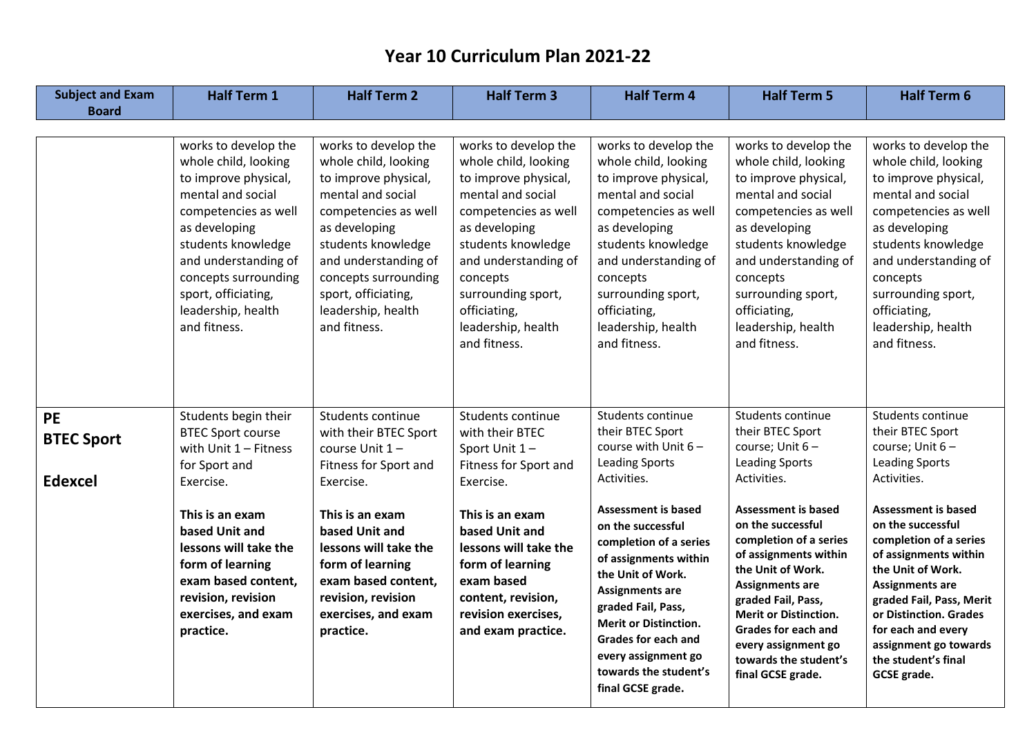# Year 10 Curriculum Plan 2021-22

| Subject and Exam Board | Half Term 1 | Half Term 2 | Half Term 3 | Half Term 4 | Half Term 5 | Half Term 6 |
|---|---|---|---|---|---|---|
| | works to develop the whole child, looking to improve physical, mental and social competencies as well as developing students knowledge and understanding of concepts surrounding sport, officiating, leadership, health and fitness. | works to develop the whole child, looking to improve physical, mental and social competencies as well as developing students knowledge and understanding of concepts surrounding sport, officiating, leadership, health and fitness. | works to develop the whole child, looking to improve physical, mental and social competencies as well as developing students knowledge and understanding of concepts surrounding sport, officiating, leadership, health and fitness. | works to develop the whole child, looking to improve physical, mental and social competencies as well as developing students knowledge and understanding of concepts surrounding sport, officiating, leadership, health and fitness. | works to develop the whole child, looking to improve physical, mental and social competencies as well as developing students knowledge and understanding of concepts surrounding sport, officiating, leadership, health and fitness. | works to develop the whole child, looking to improve physical, mental and social competencies as well as developing students knowledge and understanding of concepts surrounding sport, officiating, leadership, health and fitness. |
| **PE**<br>**BTEC Sport**<br><br>**Edexcel** | Students begin their BTEC Sport course with Unit 1 – Fitness for Sport and Exercise.<br><br>**This is an exam based Unit and lessons will take the form of learning exam based content, revision, revision exercises, and exam practice.** | Students continue with their BTEC Sport course Unit 1 – Fitness for Sport and Exercise.<br><br>**This is an exam based Unit and lessons will take the form of learning exam based content, revision, revision exercises, and exam practice.** | Students continue with their BTEC Sport Unit 1 – Fitness for Sport and Exercise.<br><br>**This is an exam based Unit and lessons will take the form of learning exam based content, revision, revision exercises, and exam practice.** | Students continue their BTEC Sport course with Unit 6 – Leading Sports Activities.<br><br>**Assessment is based on the successful completion of a series of assignments within the Unit of Work. Assignments are graded Fail, Pass, Merit or Distinction. Grades for each and every assignment go towards the student's final GCSE grade.** | Students continue their BTEC Sport course; Unit 6 – Leading Sports Activities.<br><br>**Assessment is based on the successful completion of a series of assignments within the Unit of Work. Assignments are graded Fail, Pass, Merit or Distinction. Grades for each and every assignment go towards the student's final GCSE grade.** | Students continue their BTEC Sport course; Unit 6 – Leading Sports Activities.<br><br>**Assessment is based on the successful completion of a series of assignments within the Unit of Work. Assignments are graded Fail, Pass, Merit or Distinction. Grades for each and every assignment go towards the student's final GCSE grade.** |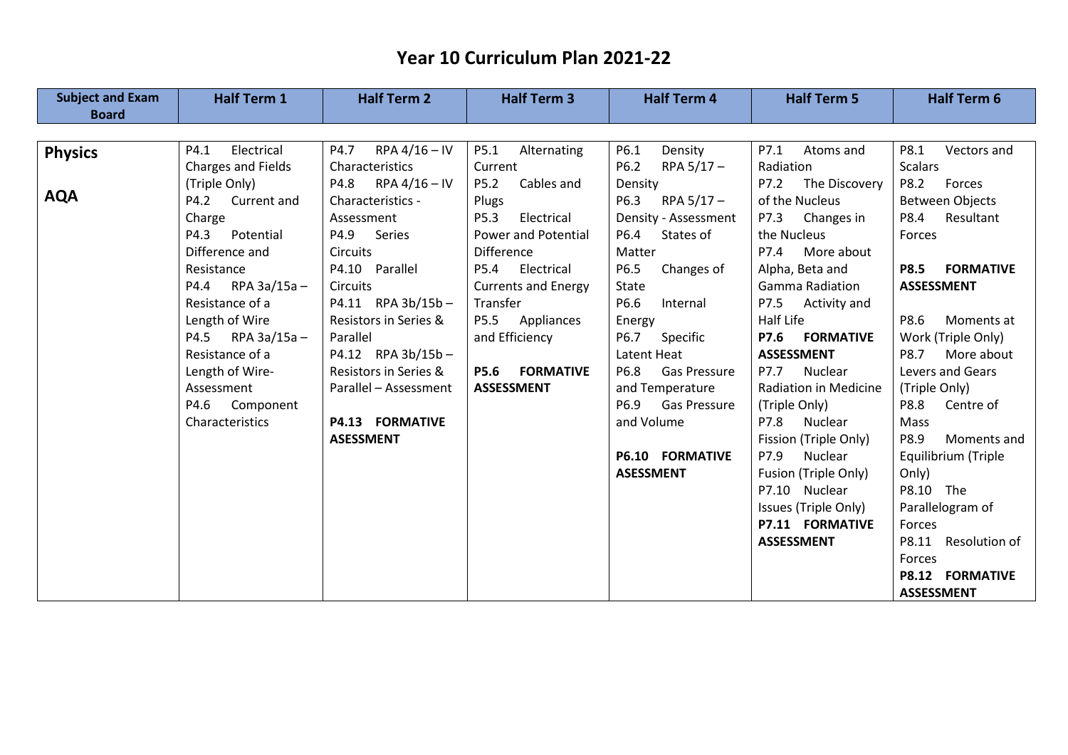# Year 10 Curriculum Plan 2021-22

| Subject and Exam Board | Half Term 1 | Half Term 2 | Half Term 3 | Half Term 4 | Half Term 5 | Half Term 6 |
|---|---|---|---|---|---|---|
| **Physics**<br><br>**AQA** | P4.1 Electrical Charges and Fields (Triple Only)<br>P4.2 Current and Charge<br>P4.3 Potential Difference and Resistance<br>P4.4 RPA 3a/15a – Resistance of a Length of Wire<br>P4.5 RPA 3a/15a – Resistance of a Length of Wire- Assessment<br>P4.6 Component Characteristics | P4.7 RPA 4/16 – IV Characteristics<br>P4.8 RPA 4/16 – IV Characteristics - Assessment<br>P4.9 Series Circuits<br>P4.10 Parallel Circuits<br>P4.11 RPA 3b/15b – Resistors in Series & Parallel<br>P4.12 RPA 3b/15b – Resistors in Series & Parallel – Assessment<br><br>**P4.13 FORMATIVE ASESSMENT** | P5.1 Alternating Current<br>P5.2 Cables and Plugs<br>P5.3 Electrical Power and Potential Difference<br>P5.4 Electrical Currents and Energy Transfer<br>P5.5 Appliances and Efficiency<br><br>**P5.6 FORMATIVE ASSESSMENT** | P6.1 Density<br>P6.2 RPA 5/17 – Density<br>P6.3 RPA 5/17 – Density - Assessment<br>P6.4 States of Matter<br>P6.5 Changes of State<br>P6.6 Internal Energy<br>P6.7 Specific Latent Heat<br>P6.8 Gas Pressure and Temperature<br>P6.9 Gas Pressure and Volume<br><br>**P6.10 FORMATIVE ASSESSMENT** | P7.1 Atoms and Radiation<br>P7.2 The Discovery of the Nucleus<br>P7.3 Changes in the Nucleus<br>P7.4 More about Alpha, Beta and Gamma Radiation<br>P7.5 Activity and Half Life<br>**P7.6 FORMATIVE ASSESSMENT**<br>P7.7 Nuclear Radiation in Medicine (Triple Only)<br>P7.8 Nuclear Fission (Triple Only)<br>P7.9 Nuclear Fusion (Triple Only)<br>P7.10 Nuclear Issues (Triple Only)<br>**P7.11 FORMATIVE ASSESSMENT** | P8.1 Vectors and Scalars<br>P8.2 Forces Between Objects<br>P8.4 Resultant Forces<br><br>**P8.5 FORMATIVE ASSESSMENT**<br><br>P8.6 Moments at Work (Triple Only)<br>P8.7 More about Levers and Gears (Triple Only)<br>P8.8 Centre of Mass<br>P8.9 Moments and Equilibrium (Triple Only)<br>P8.10 The Parallelogram of Forces<br>P8.11 Resolution of Forces<br>**P8.12 FORMATIVE ASSESSMENT** |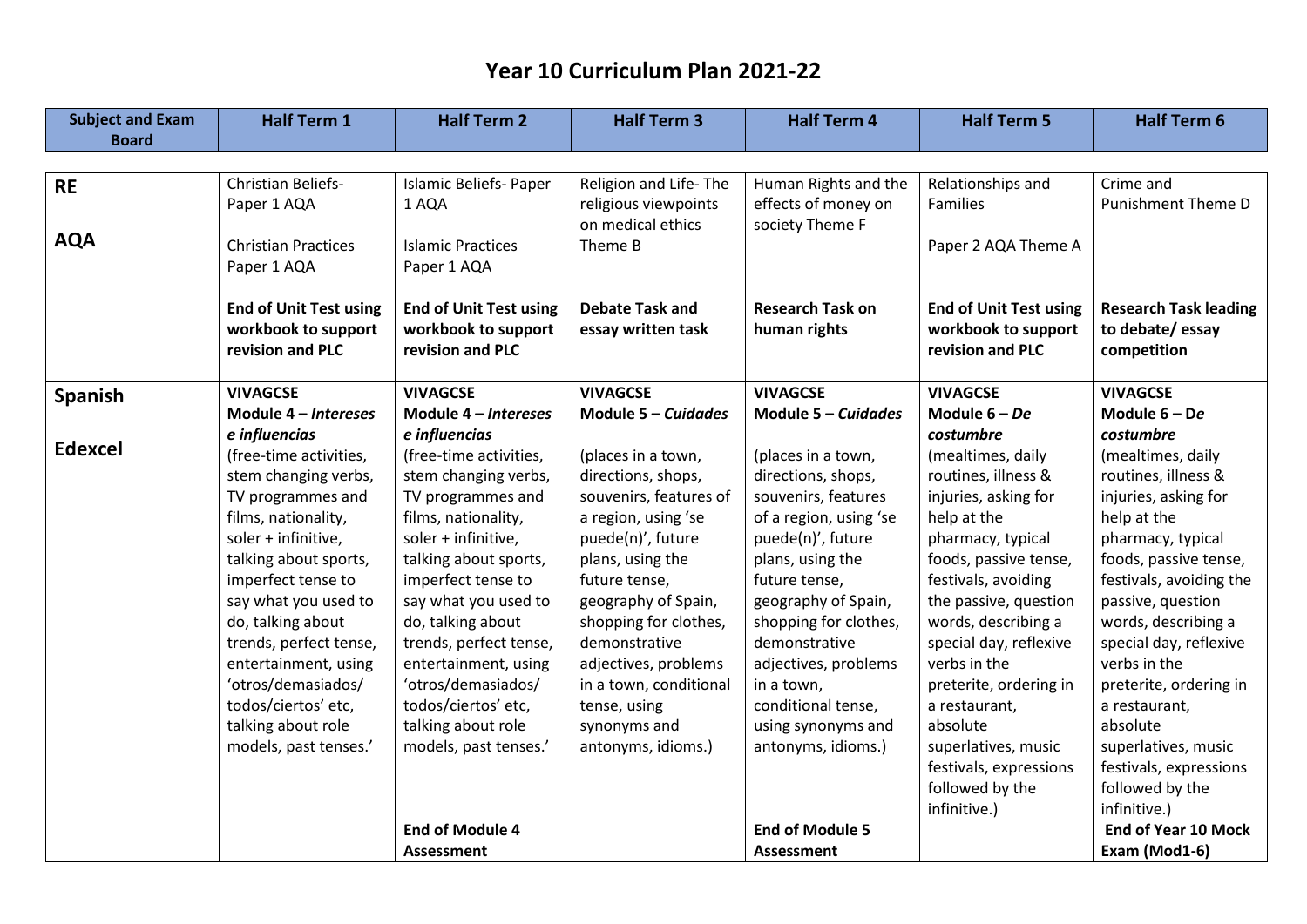# Year 10 Curriculum Plan 2021-22

| Subject and Exam Board | Half Term 1 | Half Term 2 | Half Term 3 | Half Term 4 | Half Term 5 | Half Term 6 |
|---|---|---|---|---|---|---|
| **RE**<br><br>**AQA** | Christian Beliefs- Paper 1 AQA<br><br>Christian Practices Paper 1 AQA<br><br>**End of Unit Test using workbook to support revision and PLC** | Islamic Beliefs- Paper 1 AQA<br><br>Islamic Practices Paper 1 AQA<br><br>**End of Unit Test using workbook to support revision and PLC** | Religion and Life- The religious viewpoints on medical ethics Theme B<br><br>**Debate Task and essay written task** | Human Rights and the effects of money on society Theme F<br><br>**Research Task on human rights** | Relationships and Families<br><br>Paper 2 AQA Theme A<br><br>**End of Unit Test using workbook to support revision and PLC** | Crime and Punishment Theme D<br><br>**Research Task leading to debate/ essay competition** |
| **Spanish**<br><br>**Edexcel** | **VIVAGCSE**<br>**Module 4 – *Intereses e influencias***<br>(free-time activities, stem changing verbs, TV programmes and films, nationality, soler + infinitive, talking about sports, imperfect tense to say what you used to do, talking about trends, perfect tense, entertainment, using 'otros/demasiados/ todos/ciertos' etc, talking about role models, past tenses.' | **VIVAGCSE**<br>**Module 4 – *Intereses e influencias***<br>(free-time activities, stem changing verbs, TV programmes and films, nationality, soler + infinitive, talking about sports, imperfect tense to say what you used to do, talking about trends, perfect tense, entertainment, using 'otros/demasiados/ todos/ciertos' etc, talking about role models, past tenses.'<br><br>**End of Module 4 Assessment** | **VIVAGCSE**<br>**Module 5 – *Cuidades***<br><br>(places in a town, directions, shops, souvenirs, features of a region, using 'se puede(n)', future plans, using the future tense, geography of Spain, shopping for clothes, demonstrative adjectives, problems in a town, conditional tense, using synonyms and antonyms, idioms.) | **VIVAGCSE**<br>**Module 5 – *Cuidades***<br><br>(places in a town, directions, shops, souvenirs, features of a region, using 'se puede(n)', future plans, using the future tense, geography of Spain, shopping for clothes, demonstrative adjectives, problems in a town, conditional tense, using synonyms and antonyms, idioms.)<br><br>**End of Module 5 Assessment** | **VIVAGCSE**<br>**Module 6 – *De costumbre***<br>(mealtimes, daily routines, illness & injuries, asking for help at the pharmacy, typical foods, passive tense, festivals, avoiding the passive, question words, describing a special day, reflexive verbs in the preterite, ordering in a restaurant, absolute superlatives, music festivals, expressions followed by the infinitive.) | **VIVAGCSE**<br>**Module 6 – *De costumbre***<br>(mealtimes, daily routines, illness & injuries, asking for help at the pharmacy, typical foods, passive tense, festivals, avoiding the passive, question words, describing a special day, reflexive verbs in the preterite, ordering in a restaurant, absolute superlatives, music festivals, expressions followed by the infinitive.)<br>**End of Year 10 Mock Exam (Mod1-6)** |